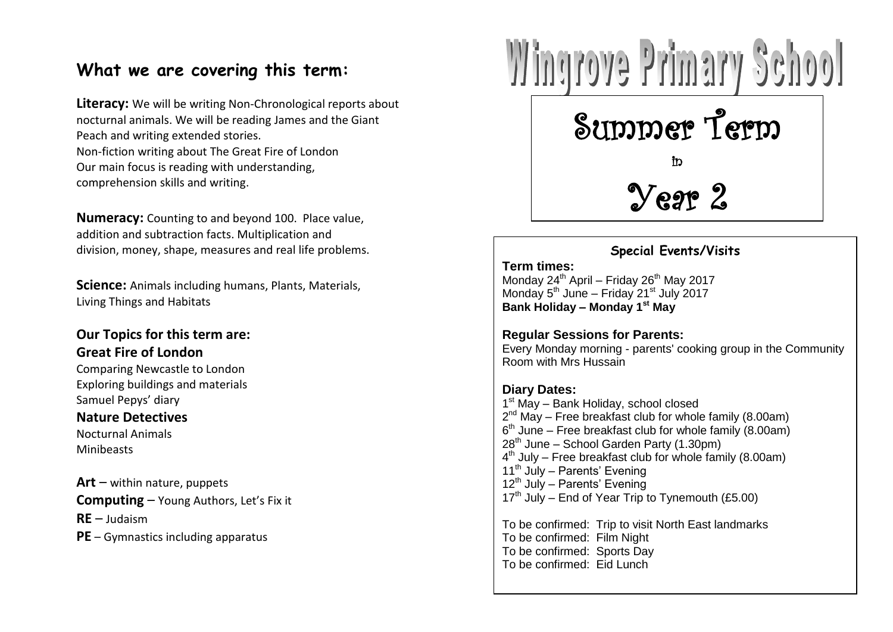## What we are covering this term:

**Literacy:** We will be writing Non-Chronological reports about nocturnal animals. We will be reading James and the Giant Peach and writing extended stories.
Non-fiction writing about The Great Fire of London
Our main focus is reading with understanding, comprehension skills and writing.

**Numeracy:** Counting to and beyond 100. Place value, addition and subtraction facts. Multiplication and division, money, shape, measures and real life problems.

**Science:** Animals including humans, Plants, Materials, Living Things and Habitats

### Our Topics for this term are:

### Great Fire of London

Comparing Newcastle to London
Exploring buildings and materials
Samuel Pepys' diary

### Nature Detectives

Nocturnal Animals
Minibeasts

**Art** – within nature, puppets

**Computing** – Young Authors, Let's Fix it

**RE** – Judaism

**PE** – Gymnastics including apparatus

# Wingrove Primary School

# Summer Term

in

# Year 2

### Special Events/Visits

**Term times:**
Monday 24th April – Friday 26th May 2017
Monday 5th June – Friday 21st July 2017
**Bank Holiday – Monday 1st May**

**Regular Sessions for Parents:**
Every Monday morning - parents' cooking group in the Community Room with Mrs Hussain

**Diary Dates:**
1st May – Bank Holiday, school closed
2nd May – Free breakfast club for whole family (8.00am)
6th June – Free breakfast club for whole family (8.00am)
28th June – School Garden Party (1.30pm)
4th July – Free breakfast club for whole family (8.00am)
11th July – Parents' Evening
12th July – Parents' Evening
17th July – End of Year Trip to Tynemouth (£5.00)

To be confirmed: Trip to visit North East landmarks
To be confirmed: Film Night
To be confirmed: Sports Day
To be confirmed: Eid Lunch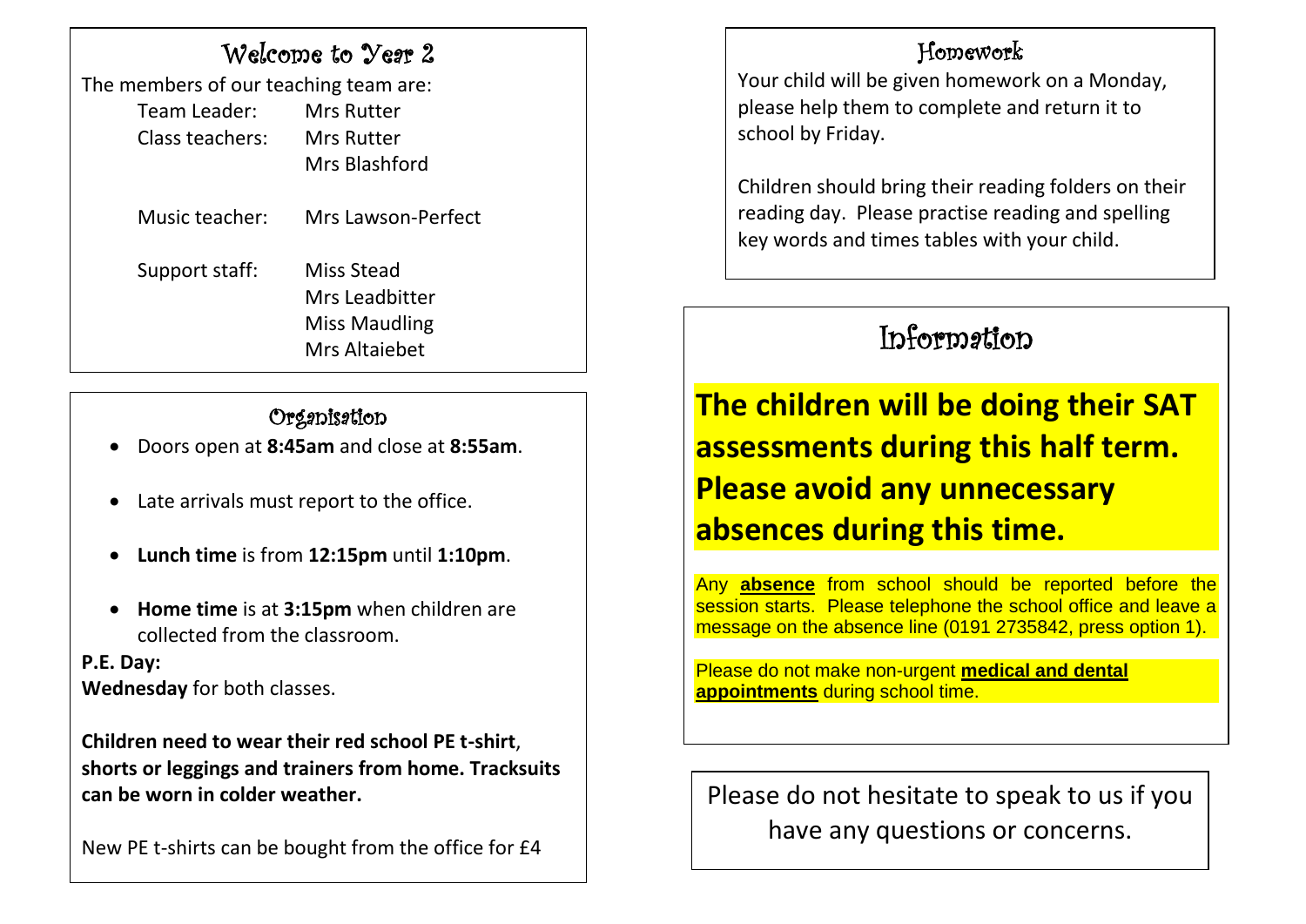## Welcome to Year 2

The members of our teaching team are:

| | |
|---|---|
| Team Leader: | Mrs Rutter |
| Class teachers: | Mrs Rutter |
| | Mrs Blashford |
| Music teacher: | Mrs Lawson-Perfect |
| Support staff: | Miss Stead |
| | Mrs Leadbitter |
| | Miss Maudling |
| | Mrs Altaiebet |

## Organisation

- Doors open at **8:45am** and close at **8:55am**.
- Late arrivals must report to the office.
- **Lunch time** is from **12:15pm** until **1:10pm**.
- **Home time** is at **3:15pm** when children are collected from the classroom.

**P.E. Day:**
**Wednesday** for both classes.

**Children need to wear their red school PE t-shirt**, **shorts or leggings and trainers from home. Tracksuits can be worn in colder weather.**

New PE t-shirts can be bought from the office for £4

## Homework

Your child will be given homework on a Monday, please help them to complete and return it to school by Friday.

Children should bring their reading folders on their reading day. Please practise reading and spelling key words and times tables with your child.

## Information

**The children will be doing their SAT assessments during this half term. Please avoid any unnecessary absences during this time.**

Any **absence** from school should be reported before the session starts. Please telephone the school office and leave a message on the absence line (0191 2735842, press option 1).

Please do not make non-urgent **medical and dental appointments** during school time.

Please do not hesitate to speak to us if you have any questions or concerns.